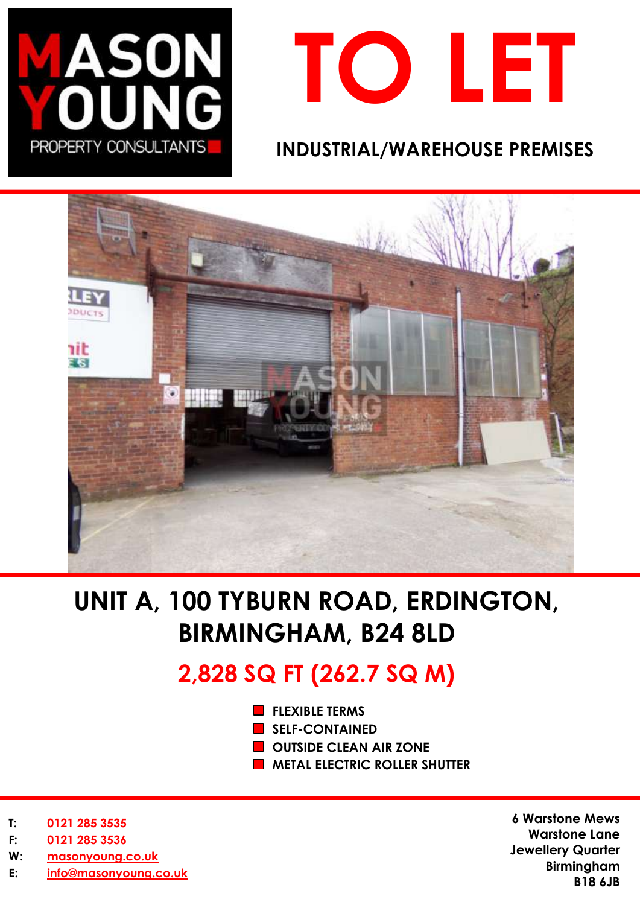MASON YOUNG PROPERTY CONSULTANTS

# TO LET

## INDUSTRIAL/WAREHOUSE PREMISES

# UNIT A, 100 TYBURN ROAD, ERDINGTON, BIRMINGHAM, B24 8LD

## 2,828 SQ FT (262.7 SQ M)

- FLEXIBLE TERMS
- SELF-CONTAINED
- OUTSIDE CLEAN AIR ZONE
- METAL ELECTRIC ROLLER SHUTTER

T: 0121 285 3535
F: 0121 285 3536
W: masonyoung.co.uk
E: info@masonyoung.co.uk

6 Warstone Mews
Warstone Lane
Jewellery Quarter
Birmingham
B18 6JB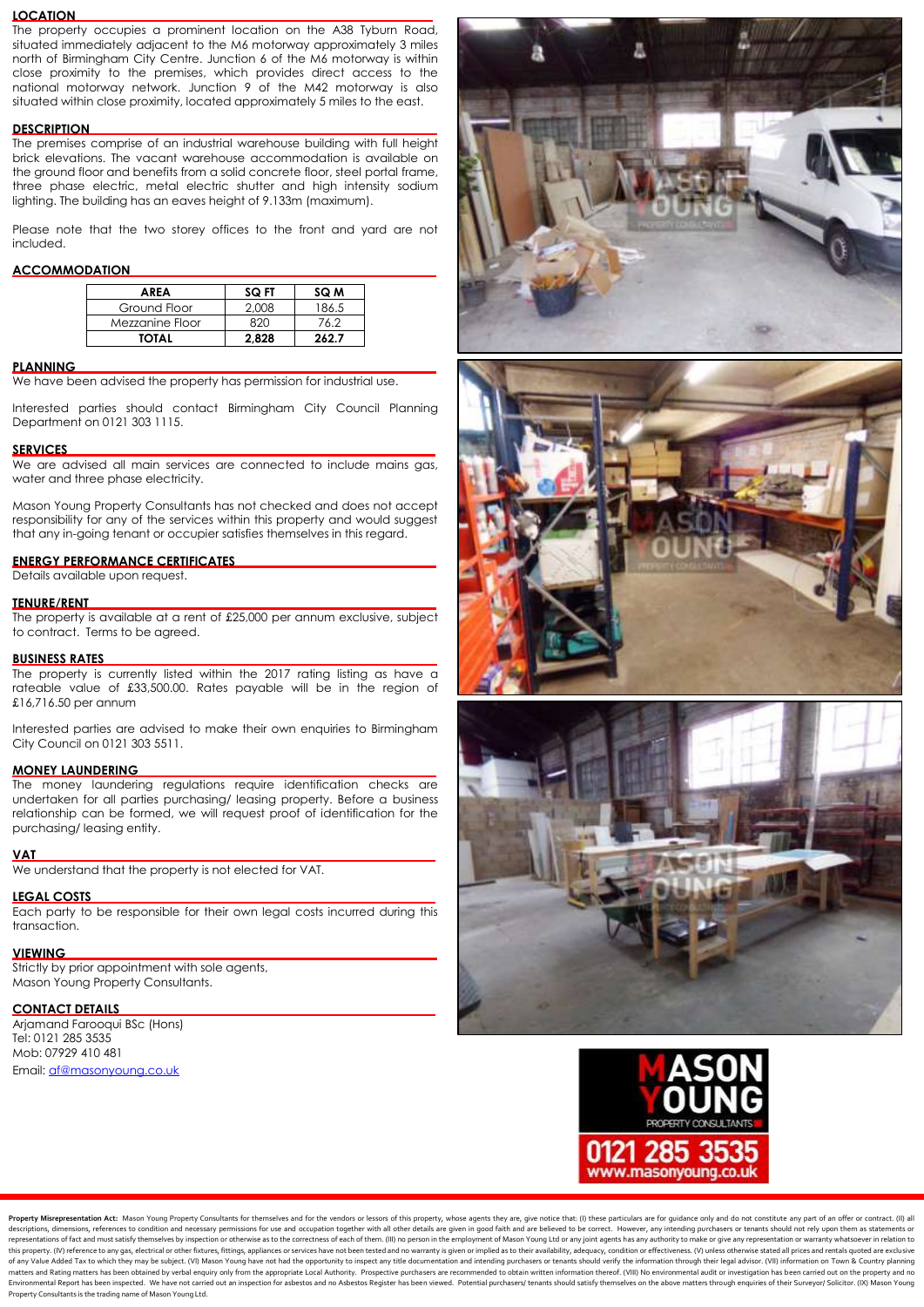## LOCATION

The property occupies a prominent location on the A38 Tyburn Road, situated immediately adjacent to the M6 motorway approximately 3 miles north of Birmingham City Centre. Junction 6 of the M6 motorway is within close proximity to the premises, which provides direct access to the national motorway network. Junction 9 of the M42 motorway is also situated within close proximity, located approximately 5 miles to the east.

## DESCRIPTION

The premises comprise of an industrial warehouse building with full height brick elevations. The vacant warehouse accommodation is available on the ground floor and benefits from a solid concrete floor, steel portal frame, three phase electric, metal electric shutter and high intensity sodium lighting. The building has an eaves height of 9.133m (maximum).

Please note that the two storey offices to the front and yard are not included.

## ACCOMMODATION

| AREA | SQ FT | SQ M |
|---|---|---|
| Ground Floor | 2,008 | 186.5 |
| Mezzanine Floor | 820 | 76.2 |
| **TOTAL** | **2,828** | **262.7** |

## PLANNING

We have been advised the property has permission for industrial use.

Interested parties should contact Birmingham City Council Planning Department on 0121 303 1115.

## SERVICES

We are advised all main services are connected to include mains gas, water and three phase electricity.

Mason Young Property Consultants has not checked and does not accept responsibility for any of the services within this property and would suggest that any in-going tenant or occupier satisfies themselves in this regard.

## ENERGY PERFORMANCE CERTIFICATES

Details available upon request.

## TENURE/RENT

The property is available at a rent of £25,000 per annum exclusive, subject to contract. Terms to be agreed.

## BUSINESS RATES

The property is currently listed within the 2017 rating listing as have a rateable value of £33,500.00. Rates payable will be in the region of £16,716.50 per annum

Interested parties are advised to make their own enquiries to Birmingham City Council on 0121 303 5511.

## MONEY LAUNDERING

The money laundering regulations require identification checks are undertaken for all parties purchasing/ leasing property. Before a business relationship can be formed, we will request proof of identification for the purchasing/ leasing entity.

## VAT

We understand that the property is not elected for VAT.

## LEGAL COSTS

Each party to be responsible for their own legal costs incurred during this transaction.

## VIEWING

Strictly by prior appointment with sole agents,
Mason Young Property Consultants.

## CONTACT DETAILS

Arjamand Farooqui BSc (Hons)
Tel: 0121 285 3535
Mob: 07929 410 481
Email: af@masonyoung.co.uk

MASON YOUNG PROPERTY CONSULTANTS
0121 285 3535
www.masonyoung.co.uk

**Property Misrepresentation Act:** Mason Young Property Consultants for themselves and for the vendors or lessors of this property, whose agents they are, give notice that: (I) these particulars are for guidance only and do not constitute any part of an offer or contract. (II) all descriptions, dimensions, references to condition and necessary permissions for use and occupation together with all other details are given in good faith and are believed to be correct. However, any intending purchasers or tenants should not rely upon them as statements or representations of fact and must satisfy themselves by inspection or otherwise as to the correctness of each of them. (III) no person in the employment of Mason Young Ltd or any joint agents has any authority to make or give any representation or warranty whatsoever in relation to this property. (IV) reference to any gas, electrical or other fixtures, fittings, appliances or services have not been tested and no warranty is given or implied as to their availability, adequacy, condition or effectiveness. (V) unless otherwise stated all prices and rentals quoted are exclusive of any Value Added Tax to which they may be subject. (VI) Mason Young have not had the opportunity to inspect any title documentation and intending purchasers or tenants should verify the information through their legal advisor. (VII) information on Town & Country planning matters and Rating matters has been obtained by verbal enquiry only from the appropriate Local Authority. Prospective purchasers are recommended to obtain written information thereof. (VIII) No environmental audit or investigation has been carried out on the property and no Environmental Report has been inspected. We have not carried out an inspection for asbestos and no Asbestos Register has been viewed. Potential purchasers/ tenants should satisfy themselves on the above matters through enquiries of their Surveyor/ Solicitor. (IX) Mason Young Property Consultants is the trading name of Mason Young Ltd.